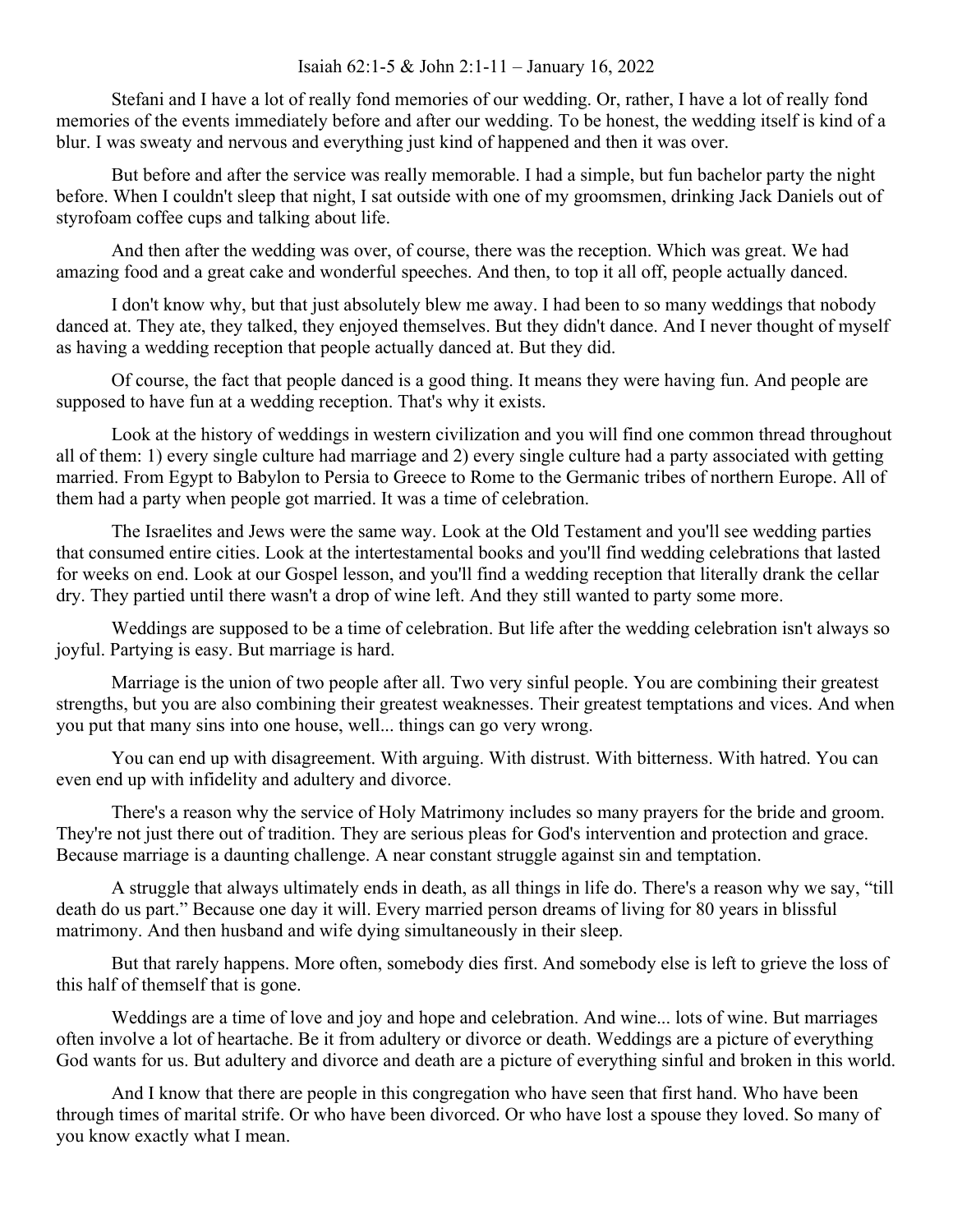Isaiah 62:1-5 & John 2:1-11 – January 16, 2022

Stefani and I have a lot of really fond memories of our wedding. Or, rather, I have a lot of really fond memories of the events immediately before and after our wedding. To be honest, the wedding itself is kind of a blur. I was sweaty and nervous and everything just kind of happened and then it was over.

But before and after the service was really memorable. I had a simple, but fun bachelor party the night before. When I couldn't sleep that night, I sat outside with one of my groomsmen, drinking Jack Daniels out of styrofoam coffee cups and talking about life.

And then after the wedding was over, of course, there was the reception. Which was great. We had amazing food and a great cake and wonderful speeches. And then, to top it all off, people actually danced.

I don't know why, but that just absolutely blew me away. I had been to so many weddings that nobody danced at. They ate, they talked, they enjoyed themselves. But they didn't dance. And I never thought of myself as having a wedding reception that people actually danced at. But they did.

Of course, the fact that people danced is a good thing. It means they were having fun. And people are supposed to have fun at a wedding reception. That's why it exists.

Look at the history of weddings in western civilization and you will find one common thread throughout all of them: 1) every single culture had marriage and 2) every single culture had a party associated with getting married. From Egypt to Babylon to Persia to Greece to Rome to the Germanic tribes of northern Europe. All of them had a party when people got married. It was a time of celebration.

The Israelites and Jews were the same way. Look at the Old Testament and you'll see wedding parties that consumed entire cities. Look at the intertestamental books and you'll find wedding celebrations that lasted for weeks on end. Look at our Gospel lesson, and you'll find a wedding reception that literally drank the cellar dry. They partied until there wasn't a drop of wine left. And they still wanted to party some more.

Weddings are supposed to be a time of celebration. But life after the wedding celebration isn't always so joyful. Partying is easy. But marriage is hard.

Marriage is the union of two people after all. Two very sinful people. You are combining their greatest strengths, but you are also combining their greatest weaknesses. Their greatest temptations and vices. And when you put that many sins into one house, well... things can go very wrong.

You can end up with disagreement. With arguing. With distrust. With bitterness. With hatred. You can even end up with infidelity and adultery and divorce.

There's a reason why the service of Holy Matrimony includes so many prayers for the bride and groom. They're not just there out of tradition. They are serious pleas for God's intervention and protection and grace. Because marriage is a daunting challenge. A near constant struggle against sin and temptation.

A struggle that always ultimately ends in death, as all things in life do. There's a reason why we say, "till death do us part." Because one day it will. Every married person dreams of living for 80 years in blissful matrimony. And then husband and wife dying simultaneously in their sleep.

But that rarely happens. More often, somebody dies first. And somebody else is left to grieve the loss of this half of themself that is gone.

Weddings are a time of love and joy and hope and celebration. And wine... lots of wine. But marriages often involve a lot of heartache. Be it from adultery or divorce or death. Weddings are a picture of everything God wants for us. But adultery and divorce and death are a picture of everything sinful and broken in this world.

And I know that there are people in this congregation who have seen that first hand. Who have been through times of marital strife. Or who have been divorced. Or who have lost a spouse they loved. So many of you know exactly what I mean.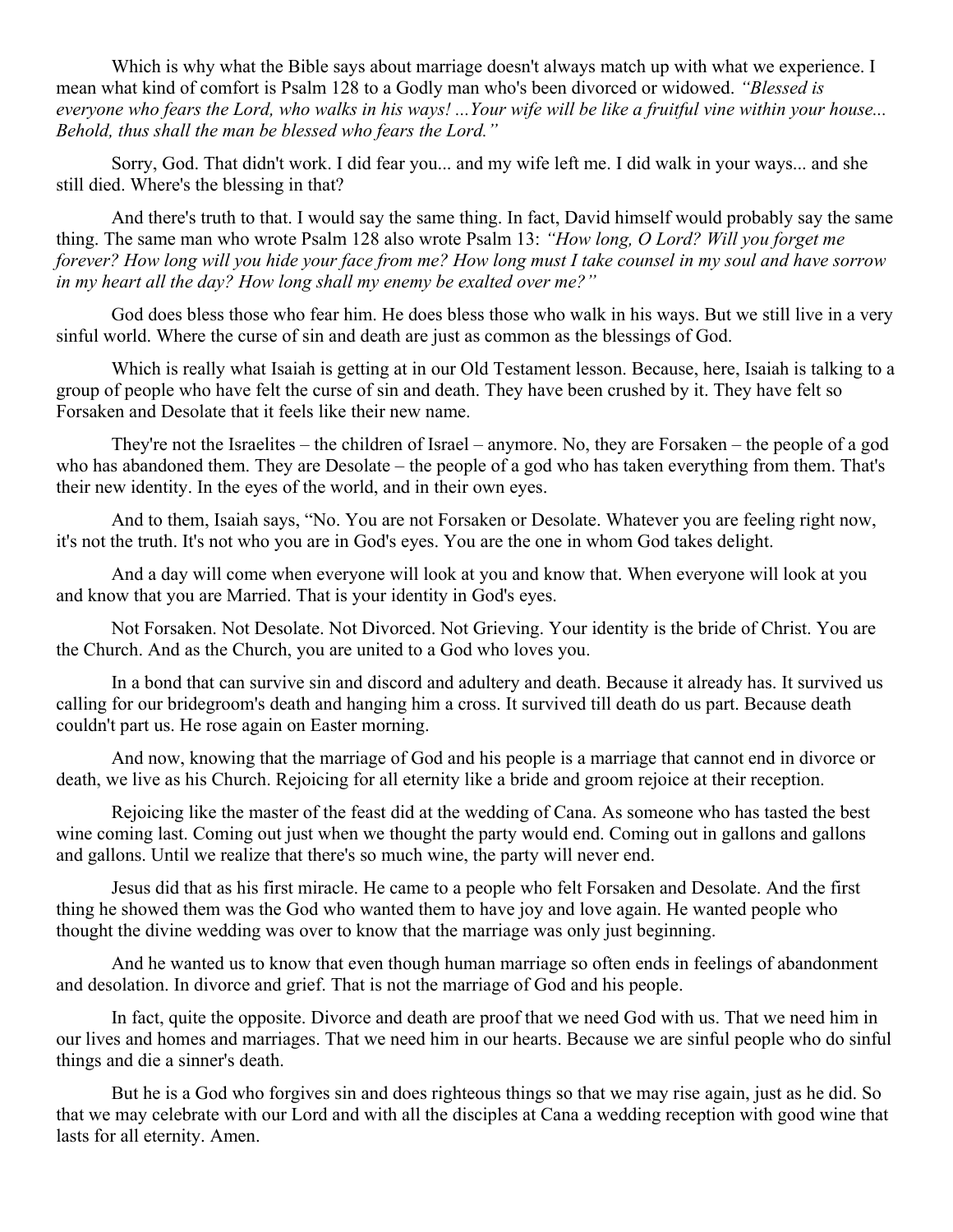Which is why what the Bible says about marriage doesn't always match up with what we experience. I mean what kind of comfort is Psalm 128 to a Godly man who's been divorced or widowed. *"Blessed is everyone who fears the Lord, who walks in his ways! ...Your wife will be like a fruitful vine within your house... Behold, thus shall the man be blessed who fears the Lord."*

Sorry, God. That didn't work. I did fear you... and my wife left me. I did walk in your ways... and she still died. Where's the blessing in that?

And there's truth to that. I would say the same thing. In fact, David himself would probably say the same thing. The same man who wrote Psalm 128 also wrote Psalm 13: *"How long, O Lord? Will you forget me forever? How long will you hide your face from me? How long must I take counsel in my soul and have sorrow in my heart all the day? How long shall my enemy be exalted over me?"*

God does bless those who fear him. He does bless those who walk in his ways. But we still live in a very sinful world. Where the curse of sin and death are just as common as the blessings of God.

Which is really what Isaiah is getting at in our Old Testament lesson. Because, here, Isaiah is talking to a group of people who have felt the curse of sin and death. They have been crushed by it. They have felt so Forsaken and Desolate that it feels like their new name.

They're not the Israelites – the children of Israel – anymore. No, they are Forsaken – the people of a god who has abandoned them. They are Desolate – the people of a god who has taken everything from them. That's their new identity. In the eyes of the world, and in their own eyes.

And to them, Isaiah says, "No. You are not Forsaken or Desolate. Whatever you are feeling right now, it's not the truth. It's not who you are in God's eyes. You are the one in whom God takes delight.

And a day will come when everyone will look at you and know that. When everyone will look at you and know that you are Married. That is your identity in God's eyes.

Not Forsaken. Not Desolate. Not Divorced. Not Grieving. Your identity is the bride of Christ. You are the Church. And as the Church, you are united to a God who loves you.

In a bond that can survive sin and discord and adultery and death. Because it already has. It survived us calling for our bridegroom's death and hanging him a cross. It survived till death do us part. Because death couldn't part us. He rose again on Easter morning.

And now, knowing that the marriage of God and his people is a marriage that cannot end in divorce or death, we live as his Church. Rejoicing for all eternity like a bride and groom rejoice at their reception.

Rejoicing like the master of the feast did at the wedding of Cana. As someone who has tasted the best wine coming last. Coming out just when we thought the party would end. Coming out in gallons and gallons and gallons. Until we realize that there's so much wine, the party will never end.

Jesus did that as his first miracle. He came to a people who felt Forsaken and Desolate. And the first thing he showed them was the God who wanted them to have joy and love again. He wanted people who thought the divine wedding was over to know that the marriage was only just beginning.

And he wanted us to know that even though human marriage so often ends in feelings of abandonment and desolation. In divorce and grief. That is not the marriage of God and his people.

In fact, quite the opposite. Divorce and death are proof that we need God with us. That we need him in our lives and homes and marriages. That we need him in our hearts. Because we are sinful people who do sinful things and die a sinner's death.

But he is a God who forgives sin and does righteous things so that we may rise again, just as he did. So that we may celebrate with our Lord and with all the disciples at Cana a wedding reception with good wine that lasts for all eternity. Amen.